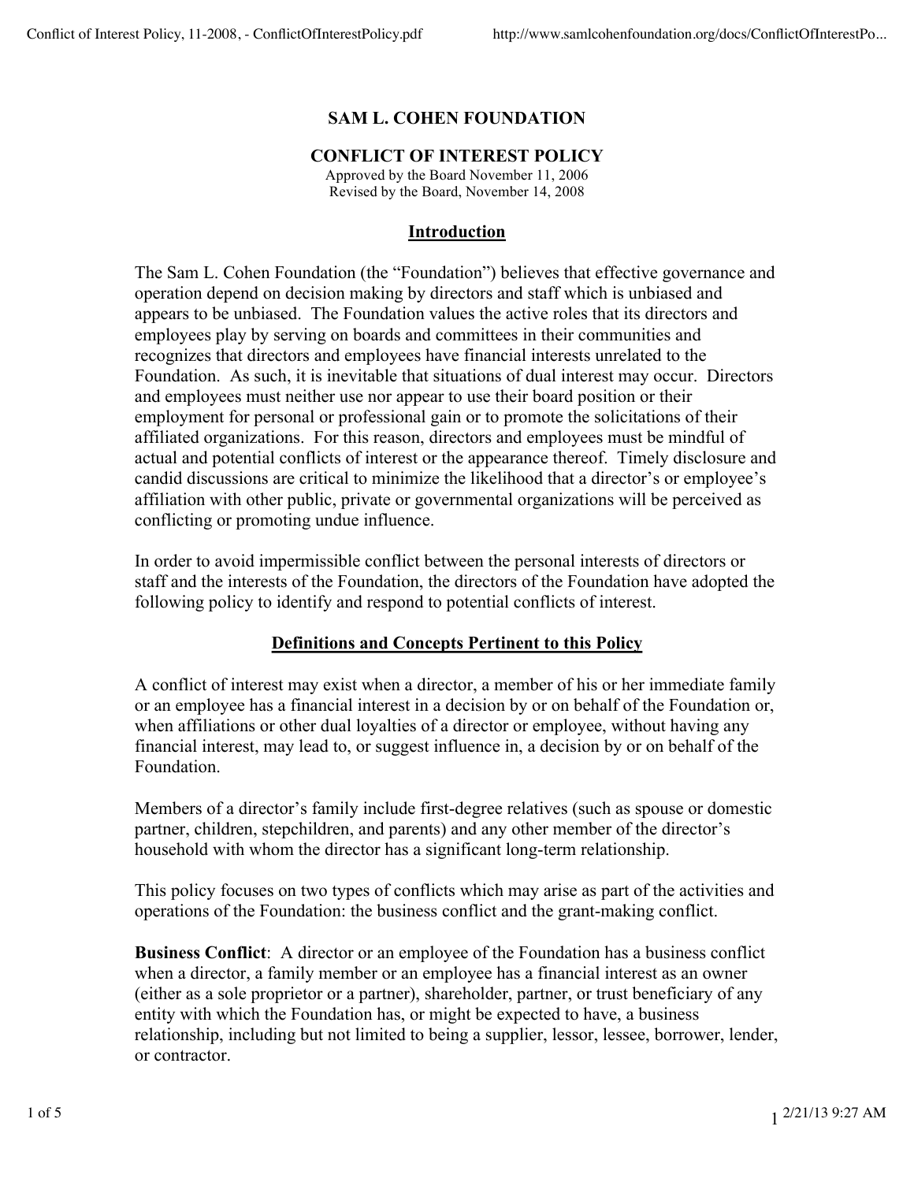# SAM L. COHEN FOUNDATION

## CONFLICT OF INTEREST POLICY

Approved by the Board November 11, 2006
Revised by the Board, November 14, 2008

### Introduction

The Sam L. Cohen Foundation (the "Foundation") believes that effective governance and operation depend on decision making by directors and staff which is unbiased and appears to be unbiased. The Foundation values the active roles that its directors and employees play by serving on boards and committees in their communities and recognizes that directors and employees have financial interests unrelated to the Foundation. As such, it is inevitable that situations of dual interest may occur. Directors and employees must neither use nor appear to use their board position or their employment for personal or professional gain or to promote the solicitations of their affiliated organizations. For this reason, directors and employees must be mindful of actual and potential conflicts of interest or the appearance thereof. Timely disclosure and candid discussions are critical to minimize the likelihood that a director's or employee's affiliation with other public, private or governmental organizations will be perceived as conflicting or promoting undue influence.

In order to avoid impermissible conflict between the personal interests of directors or staff and the interests of the Foundation, the directors of the Foundation have adopted the following policy to identify and respond to potential conflicts of interest.

### Definitions and Concepts Pertinent to this Policy

A conflict of interest may exist when a director, a member of his or her immediate family or an employee has a financial interest in a decision by or on behalf of the Foundation or, when affiliations or other dual loyalties of a director or employee, without having any financial interest, may lead to, or suggest influence in, a decision by or on behalf of the Foundation.

Members of a director's family include first-degree relatives (such as spouse or domestic partner, children, stepchildren, and parents) and any other member of the director's household with whom the director has a significant long-term relationship.

This policy focuses on two types of conflicts which may arise as part of the activities and operations of the Foundation: the business conflict and the grant-making conflict.

**Business Conflict**: A director or an employee of the Foundation has a business conflict when a director, a family member or an employee has a financial interest as an owner (either as a sole proprietor or a partner), shareholder, partner, or trust beneficiary of any entity with which the Foundation has, or might be expected to have, a business relationship, including but not limited to being a supplier, lessor, lessee, borrower, lender, or contractor.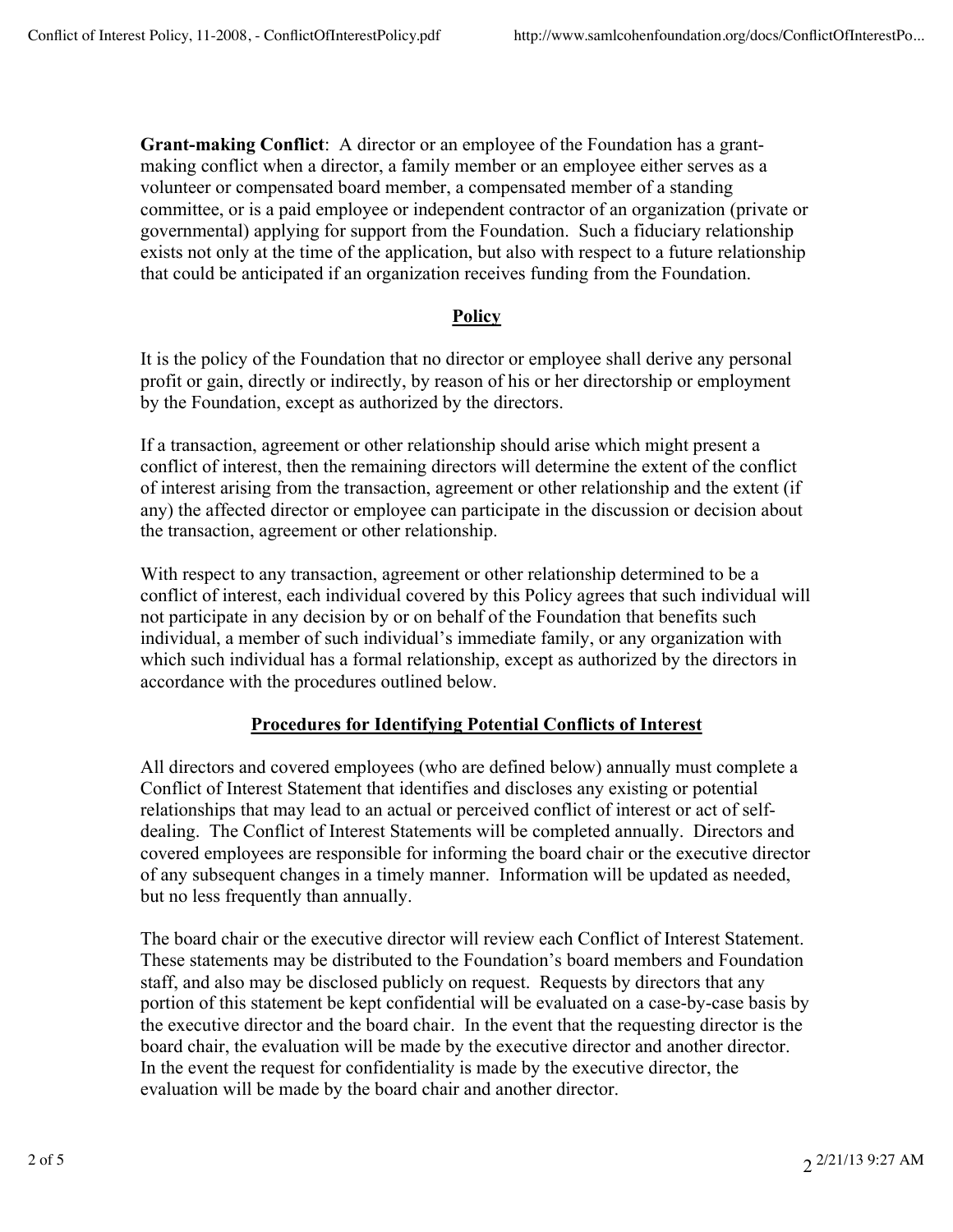**Grant-making Conflict**: A director or an employee of the Foundation has a grant-making conflict when a director, a family member or an employee either serves as a volunteer or compensated board member, a compensated member of a standing committee, or is a paid employee or independent contractor of an organization (private or governmental) applying for support from the Foundation. Such a fiduciary relationship exists not only at the time of the application, but also with respect to a future relationship that could be anticipated if an organization receives funding from the Foundation.

## Policy

It is the policy of the Foundation that no director or employee shall derive any personal profit or gain, directly or indirectly, by reason of his or her directorship or employment by the Foundation, except as authorized by the directors.

If a transaction, agreement or other relationship should arise which might present a conflict of interest, then the remaining directors will determine the extent of the conflict of interest arising from the transaction, agreement or other relationship and the extent (if any) the affected director or employee can participate in the discussion or decision about the transaction, agreement or other relationship.

With respect to any transaction, agreement or other relationship determined to be a conflict of interest, each individual covered by this Policy agrees that such individual will not participate in any decision by or on behalf of the Foundation that benefits such individual, a member of such individual's immediate family, or any organization with which such individual has a formal relationship, except as authorized by the directors in accordance with the procedures outlined below.

## Procedures for Identifying Potential Conflicts of Interest

All directors and covered employees (who are defined below) annually must complete a Conflict of Interest Statement that identifies and discloses any existing or potential relationships that may lead to an actual or perceived conflict of interest or act of self-dealing. The Conflict of Interest Statements will be completed annually. Directors and covered employees are responsible for informing the board chair or the executive director of any subsequent changes in a timely manner. Information will be updated as needed, but no less frequently than annually.

The board chair or the executive director will review each Conflict of Interest Statement. These statements may be distributed to the Foundation's board members and Foundation staff, and also may be disclosed publicly on request. Requests by directors that any portion of this statement be kept confidential will be evaluated on a case-by-case basis by the executive director and the board chair. In the event that the requesting director is the board chair, the evaluation will be made by the executive director and another director. In the event the request for confidentiality is made by the executive director, the evaluation will be made by the board chair and another director.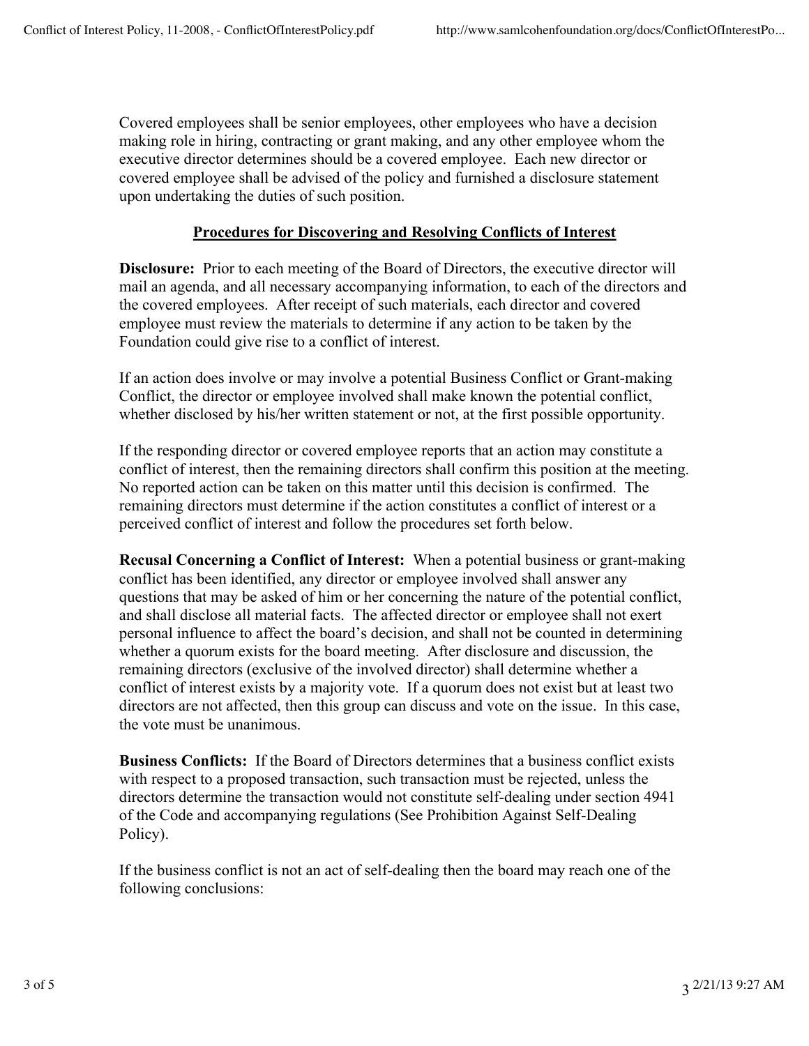Covered employees shall be senior employees, other employees who have a decision making role in hiring, contracting or grant making, and any other employee whom the executive director determines should be a covered employee. Each new director or covered employee shall be advised of the policy and furnished a disclosure statement upon undertaking the duties of such position.

## Procedures for Discovering and Resolving Conflicts of Interest

**Disclosure:** Prior to each meeting of the Board of Directors, the executive director will mail an agenda, and all necessary accompanying information, to each of the directors and the covered employees. After receipt of such materials, each director and covered employee must review the materials to determine if any action to be taken by the Foundation could give rise to a conflict of interest.

If an action does involve or may involve a potential Business Conflict or Grant-making Conflict, the director or employee involved shall make known the potential conflict, whether disclosed by his/her written statement or not, at the first possible opportunity.

If the responding director or covered employee reports that an action may constitute a conflict of interest, then the remaining directors shall confirm this position at the meeting. No reported action can be taken on this matter until this decision is confirmed. The remaining directors must determine if the action constitutes a conflict of interest or a perceived conflict of interest and follow the procedures set forth below.

**Recusal Concerning a Conflict of Interest:** When a potential business or grant-making conflict has been identified, any director or employee involved shall answer any questions that may be asked of him or her concerning the nature of the potential conflict, and shall disclose all material facts. The affected director or employee shall not exert personal influence to affect the board's decision, and shall not be counted in determining whether a quorum exists for the board meeting. After disclosure and discussion, the remaining directors (exclusive of the involved director) shall determine whether a conflict of interest exists by a majority vote. If a quorum does not exist but at least two directors are not affected, then this group can discuss and vote on the issue. In this case, the vote must be unanimous.

**Business Conflicts:** If the Board of Directors determines that a business conflict exists with respect to a proposed transaction, such transaction must be rejected, unless the directors determine the transaction would not constitute self-dealing under section 4941 of the Code and accompanying regulations (See Prohibition Against Self-Dealing Policy).

If the business conflict is not an act of self-dealing then the board may reach one of the following conclusions: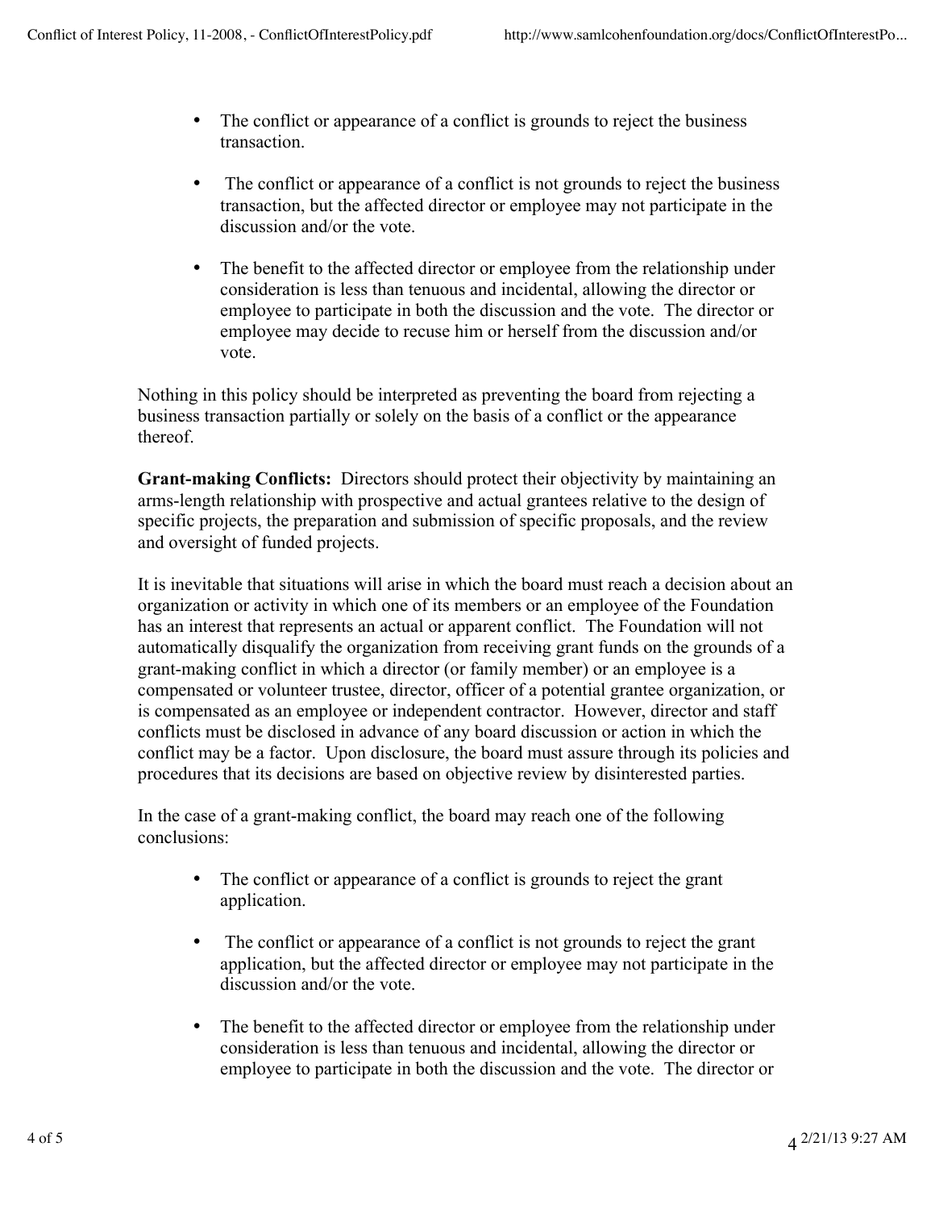- The conflict or appearance of a conflict is grounds to reject the business transaction.

- The conflict or appearance of a conflict is not grounds to reject the business transaction, but the affected director or employee may not participate in the discussion and/or the vote.

- The benefit to the affected director or employee from the relationship under consideration is less than tenuous and incidental, allowing the director or employee to participate in both the discussion and the vote. The director or employee may decide to recuse him or herself from the discussion and/or vote.

Nothing in this policy should be interpreted as preventing the board from rejecting a business transaction partially or solely on the basis of a conflict or the appearance thereof.

**Grant-making Conflicts:** Directors should protect their objectivity by maintaining an arms-length relationship with prospective and actual grantees relative to the design of specific projects, the preparation and submission of specific proposals, and the review and oversight of funded projects.

It is inevitable that situations will arise in which the board must reach a decision about an organization or activity in which one of its members or an employee of the Foundation has an interest that represents an actual or apparent conflict. The Foundation will not automatically disqualify the organization from receiving grant funds on the grounds of a grant-making conflict in which a director (or family member) or an employee is a compensated or volunteer trustee, director, officer of a potential grantee organization, or is compensated as an employee or independent contractor. However, director and staff conflicts must be disclosed in advance of any board discussion or action in which the conflict may be a factor. Upon disclosure, the board must assure through its policies and procedures that its decisions are based on objective review by disinterested parties.

In the case of a grant-making conflict, the board may reach one of the following conclusions:

- The conflict or appearance of a conflict is grounds to reject the grant application.

- The conflict or appearance of a conflict is not grounds to reject the grant application, but the affected director or employee may not participate in the discussion and/or the vote.

- The benefit to the affected director or employee from the relationship under consideration is less than tenuous and incidental, allowing the director or employee to participate in both the discussion and the vote. The director or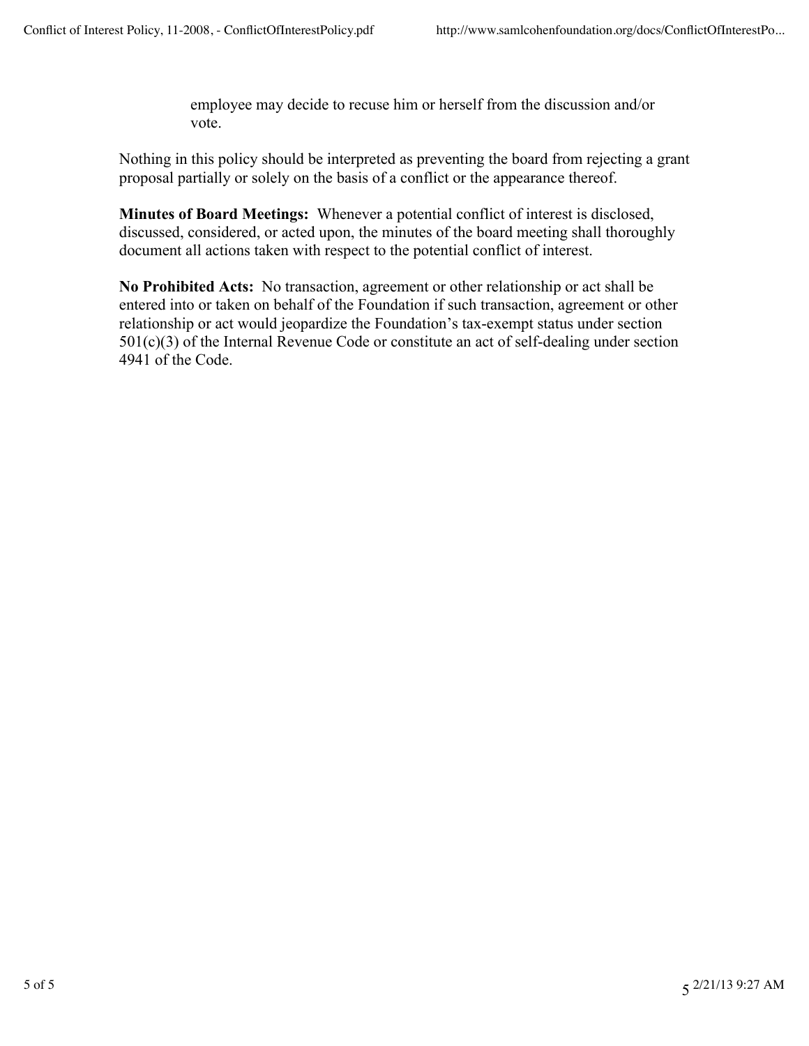employee may decide to recuse him or herself from the discussion and/or vote.

Nothing in this policy should be interpreted as preventing the board from rejecting a grant proposal partially or solely on the basis of a conflict or the appearance thereof.

**Minutes of Board Meetings:** Whenever a potential conflict of interest is disclosed, discussed, considered, or acted upon, the minutes of the board meeting shall thoroughly document all actions taken with respect to the potential conflict of interest.

**No Prohibited Acts:** No transaction, agreement or other relationship or act shall be entered into or taken on behalf of the Foundation if such transaction, agreement or other relationship or act would jeopardize the Foundation's tax-exempt status under section 501(c)(3) of the Internal Revenue Code or constitute an act of self-dealing under section 4941 of the Code.